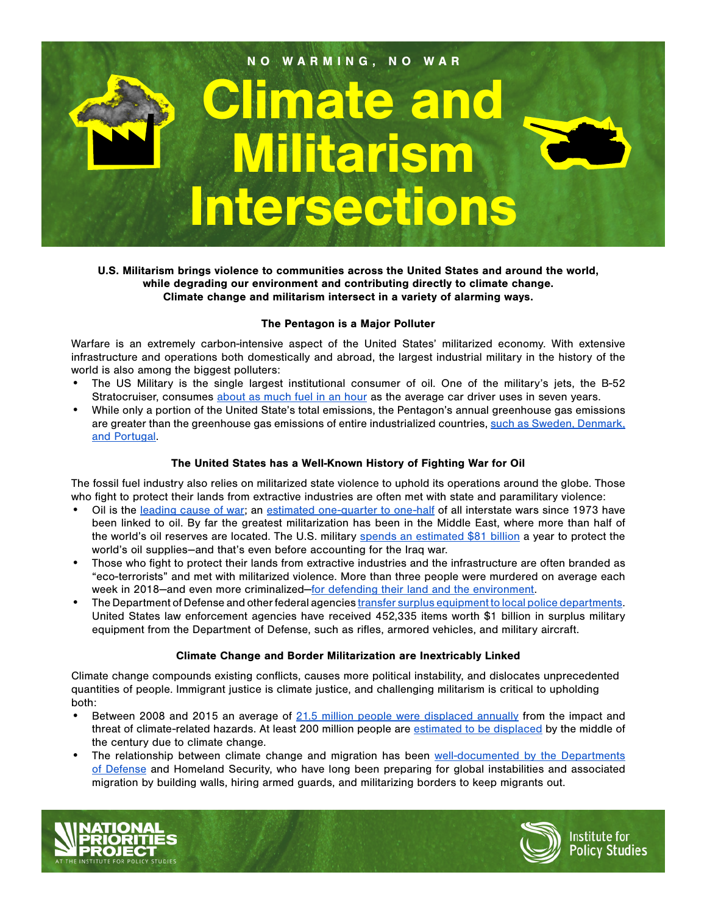NO WARMING, NO WAR

# Climate and Militarism Intersections

**U.S. Militarism brings violence to communities across the United States and around the world, while degrading our environment and contributing directly to climate change. Climate change and militarism intersect in a variety of alarming ways.**

### The Pentagon is a Major Polluter

Warfare is an extremely carbon-intensive aspect of the United States' militarized economy. With extensive infrastructure and operations both domestically and abroad, the largest industrial military in the history of the world is also among the biggest polluters:

- The US Military is the single largest institutional consumer of oil. One of the military's jets, the B-52 Stratocruiser, consumes about as much fuel in an hour as the average car driver uses in seven years.
- While only a portion of the United State's total emissions, the Pentagon's annual greenhouse gas emissions are greater than the greenhouse gas emissions of entire industrialized countries, such as Sweden, Denmark, and Portugal.

### The United States has a Well-Known History of Fighting War for Oil

The fossil fuel industry also relies on militarized state violence to uphold its operations around the globe. Those who fight to protect their lands from extractive industries are often met with state and paramilitary violence:

- Oil is the leading cause of war; an estimated one-quarter to one-half of all interstate wars since 1973 have been linked to oil. By far the greatest militarization has been in the Middle East, where more than half of the world's oil reserves are located. The U.S. military spends an estimated $81 billion a year to protect the world's oil supplies—and that's even before accounting for the Iraq war.
- Those who fight to protect their lands from extractive industries and the infrastructure are often branded as "eco-terrorists" and met with militarized violence. More than three people were murdered on average each week in 2018—and even more criminalized—for defending their land and the environment.
- The Department of Defense and other federal agencies transfer surplus equipment to local police departments. United States law enforcement agencies have received 452,335 items worth $1 billion in surplus military equipment from the Department of Defense, such as rifles, armored vehicles, and military aircraft.

### Climate Change and Border Militarization are Inextricably Linked

Climate change compounds existing conflicts, causes more political instability, and dislocates unprecedented quantities of people. Immigrant justice is climate justice, and challenging militarism is critical to upholding both:

- Between 2008 and 2015 an average of 21.5 million people were displaced annually from the impact and threat of climate-related hazards. At least 200 million people are estimated to be displaced by the middle of the century due to climate change.
- The relationship between climate change and migration has been well-documented by the Departments of Defense and Homeland Security, who have long been preparing for global instabilities and associated migration by building walls, hiring armed guards, and militarizing borders to keep migrants out.

NATIONAL PRIORITIES PROJECT AT THE INSTITUTE FOR POLICY STUDIES

Institute for Policy Studies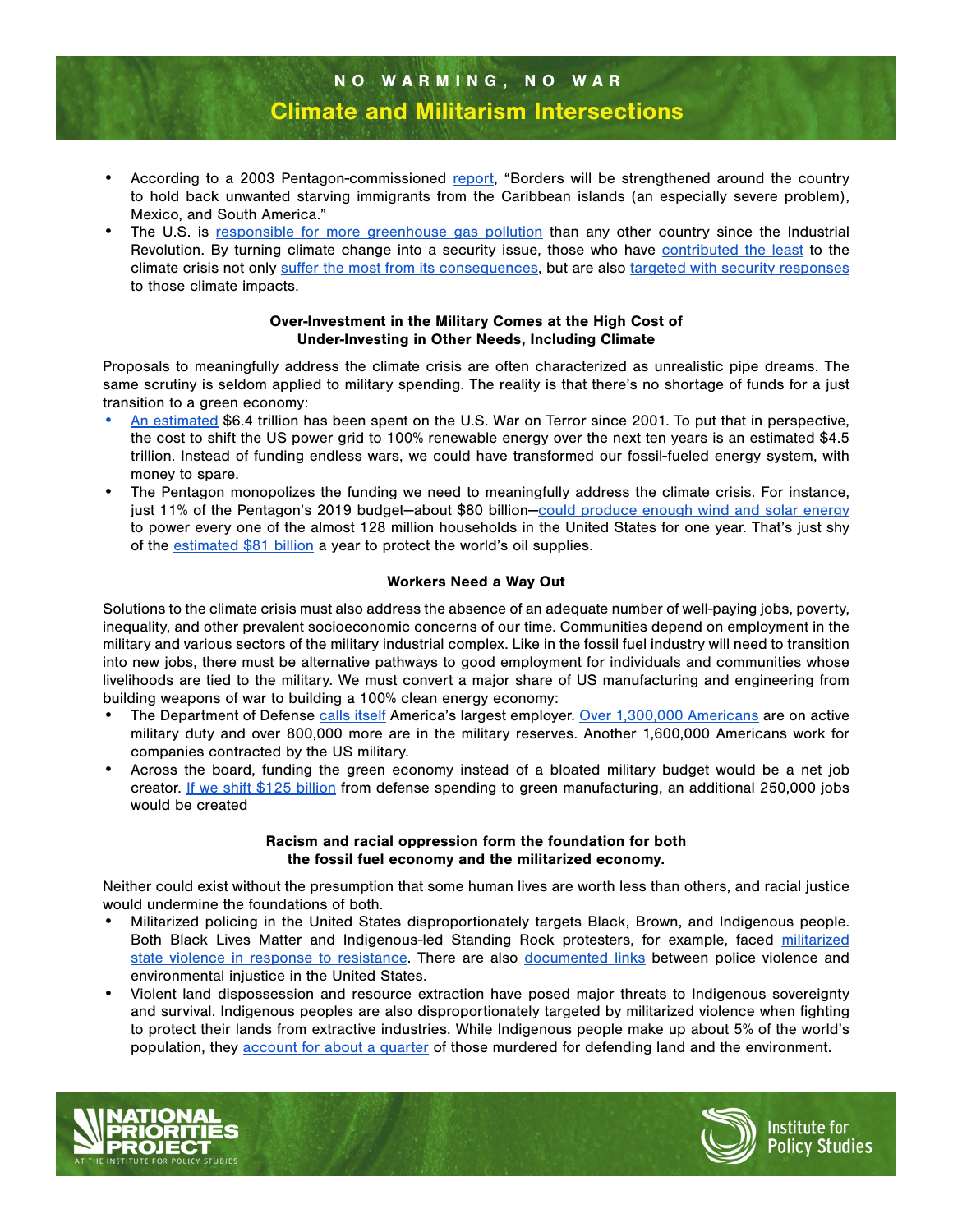# NO WARMING, NO WAR

## Climate and Militarism Intersections

- According to a 2003 Pentagon-commissioned report, "Borders will be strengthened around the country to hold back unwanted starving immigrants from the Caribbean islands (an especially severe problem), Mexico, and South America."
- The U.S. is responsible for more greenhouse gas pollution than any other country since the Industrial Revolution. By turning climate change into a security issue, those who have contributed the least to the climate crisis not only suffer the most from its consequences, but are also targeted with security responses to those climate impacts.

### Over-Investment in the Military Comes at the High Cost of Under-Investing in Other Needs, Including Climate

Proposals to meaningfully address the climate crisis are often characterized as unrealistic pipe dreams. The same scrutiny is seldom applied to military spending. The reality is that there's no shortage of funds for a just transition to a green economy:

- An estimated $6.4 trillion has been spent on the U.S. War on Terror since 2001. To put that in perspective, the cost to shift the US power grid to 100% renewable energy over the next ten years is an estimated $4.5 trillion. Instead of funding endless wars, we could have transformed our fossil-fueled energy system, with money to spare.
- The Pentagon monopolizes the funding we need to meaningfully address the climate crisis. For instance, just 11% of the Pentagon's 2019 budget—about $80 billion—could produce enough wind and solar energy to power every one of the almost 128 million households in the United States for one year. That's just shy of the estimated $81 billion a year to protect the world's oil supplies.

### Workers Need a Way Out

Solutions to the climate crisis must also address the absence of an adequate number of well-paying jobs, poverty, inequality, and other prevalent socioeconomic concerns of our time. Communities depend on employment in the military and various sectors of the military industrial complex. Like in the fossil fuel industry will need to transition into new jobs, there must be alternative pathways to good employment for individuals and communities whose livelihoods are tied to the military. We must convert a major share of US manufacturing and engineering from building weapons of war to building a 100% clean energy economy:

- The Department of Defense calls itself America's largest employer. Over 1,300,000 Americans are on active military duty and over 800,000 more are in the military reserves. Another 1,600,000 Americans work for companies contracted by the US military.
- Across the board, funding the green economy instead of a bloated military budget would be a net job creator. If we shift $125 billion from defense spending to green manufacturing, an additional 250,000 jobs would be created

### Racism and racial oppression form the foundation for both the fossil fuel economy and the militarized economy.

Neither could exist without the presumption that some human lives are worth less than others, and racial justice would undermine the foundations of both.

- Militarized policing in the United States disproportionately targets Black, Brown, and Indigenous people. Both Black Lives Matter and Indigenous-led Standing Rock protesters, for example, faced militarized state violence in response to resistance. There are also documented links between police violence and environmental injustice in the United States.
- Violent land dispossession and resource extraction have posed major threats to Indigenous sovereignty and survival. Indigenous peoples are also disproportionately targeted by militarized violence when fighting to protect their lands from extractive industries. While Indigenous people make up about 5% of the world's population, they account for about a quarter of those murdered for defending land and the environment.

NATIONAL PRIORITIES PROJECT AT THE INSTITUTE FOR POLICY STUDIES

Institute for Policy Studies